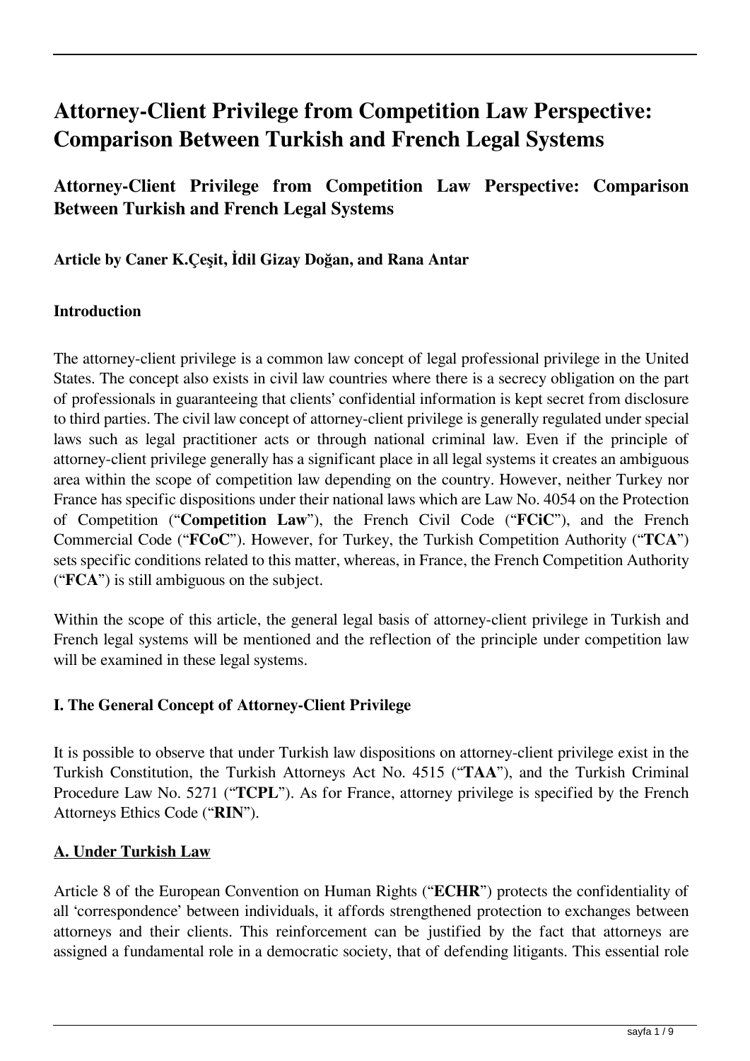# Attorney-Client Privilege from Competition Law Perspective: Comparison Between Turkish and French Legal Systems

## Attorney-Client Privilege from Competition Law Perspective: Comparison Between Turkish and French Legal Systems

**Article by Caner K.Çeşit, İdil Gizay Doğan, and Rana Antar**

**Introduction**

The attorney-client privilege is a common law concept of legal professional privilege in the United States. The concept also exists in civil law countries where there is a secrecy obligation on the part of professionals in guaranteeing that clients' confidential information is kept secret from disclosure to third parties. The civil law concept of attorney-client privilege is generally regulated under special laws such as legal practitioner acts or through national criminal law. Even if the principle of attorney-client privilege generally has a significant place in all legal systems it creates an ambiguous area within the scope of competition law depending on the country. However, neither Turkey nor France has specific dispositions under their national laws which are Law No. 4054 on the Protection of Competition ("**Competition Law**"), the French Civil Code ("**FCiC**"), and the French Commercial Code ("**FCoC**"). However, for Turkey, the Turkish Competition Authority ("**TCA**") sets specific conditions related to this matter, whereas, in France, the French Competition Authority ("**FCA**") is still ambiguous on the subject.

Within the scope of this article, the general legal basis of attorney-client privilege in Turkish and French legal systems will be mentioned and the reflection of the principle under competition law will be examined in these legal systems.

**I. The General Concept of Attorney-Client Privilege**

It is possible to observe that under Turkish law dispositions on attorney-client privilege exist in the Turkish Constitution, the Turkish Attorneys Act No. 4515 ("**TAA**"), and the Turkish Criminal Procedure Law No. 5271 ("**TCPL**"). As for France, attorney privilege is specified by the French Attorneys Ethics Code ("**RIN**").

**A. Under Turkish Law**

Article 8 of the European Convention on Human Rights ("**ECHR**") protects the confidentiality of all 'correspondence' between individuals, it affords strengthened protection to exchanges between attorneys and their clients. This reinforcement can be justified by the fact that attorneys are assigned a fundamental role in a democratic society, that of defending litigants. This essential role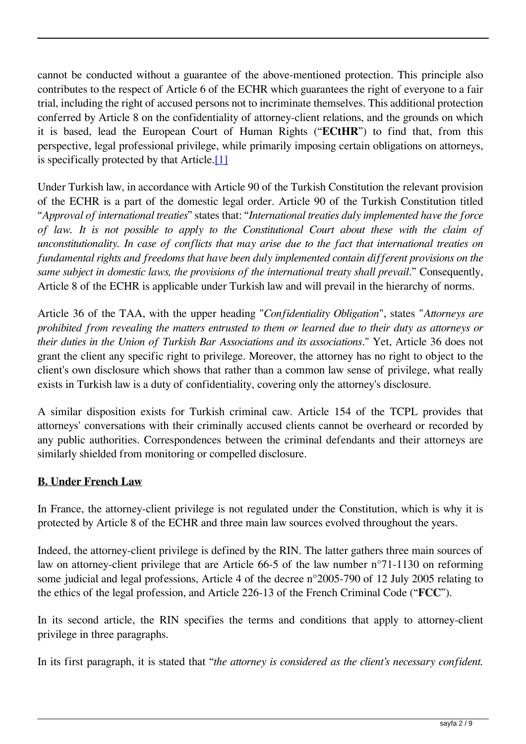cannot be conducted without a guarantee of the above-mentioned protection. This principle also contributes to the respect of Article 6 of the ECHR which guarantees the right of everyone to a fair trial, including the right of accused persons not to incriminate themselves. This additional protection conferred by Article 8 on the confidentiality of attorney-client relations, and the grounds on which it is based, lead the European Court of Human Rights ("**ECtHR**") to find that, from this perspective, legal professional privilege, while primarily imposing certain obligations on attorneys, is specifically protected by that Article.[1]

Under Turkish law, in accordance with Article 90 of the Turkish Constitution the relevant provision of the ECHR is a part of the domestic legal order. Article 90 of the Turkish Constitution titled "*Approval of international treaties*" states that: "*International treaties duly implemented have the force of law. It is not possible to apply to the Constitutional Court about these with the claim of unconstitutionality. In case of conflicts that may arise due to the fact that international treaties on fundamental rights and freedoms that have been duly implemented contain different provisions on the same subject in domestic laws, the provisions of the international treaty shall prevail*." Consequently, Article 8 of the ECHR is applicable under Turkish law and will prevail in the hierarchy of norms.

Article 36 of the TAA, with the upper heading "*Confidentiality Obligation*", states "*Attorneys are prohibited from revealing the matters entrusted to them or learned due to their duty as attorneys or their duties in the Union of Turkish Bar Associations and its associations*." Yet, Article 36 does not grant the client any specific right to privilege. Moreover, the attorney has no right to object to the client's own disclosure which shows that rather than a common law sense of privilege, what really exists in Turkish law is a duty of confidentiality, covering only the attorney's disclosure.

A similar disposition exists for Turkish criminal caw. Article 154 of the TCPL provides that attorneys' conversations with their criminally accused clients cannot be overheard or recorded by any public authorities. Correspondences between the criminal defendants and their attorneys are similarly shielded from monitoring or compelled disclosure.

**B. Under French Law**

In France, the attorney-client privilege is not regulated under the Constitution, which is why it is protected by Article 8 of the ECHR and three main law sources evolved throughout the years.

Indeed, the attorney-client privilege is defined by the RIN. The latter gathers three main sources of law on attorney-client privilege that are Article 66-5 of the law number n°71-1130 on reforming some judicial and legal professions, Article 4 of the decree n°2005-790 of 12 July 2005 relating to the ethics of the legal profession, and Article 226-13 of the French Criminal Code ("**FCC**").

In its second article, the RIN specifies the terms and conditions that apply to attorney-client privilege in three paragraphs.

In its first paragraph, it is stated that "*the attorney is considered as the client's necessary confident.*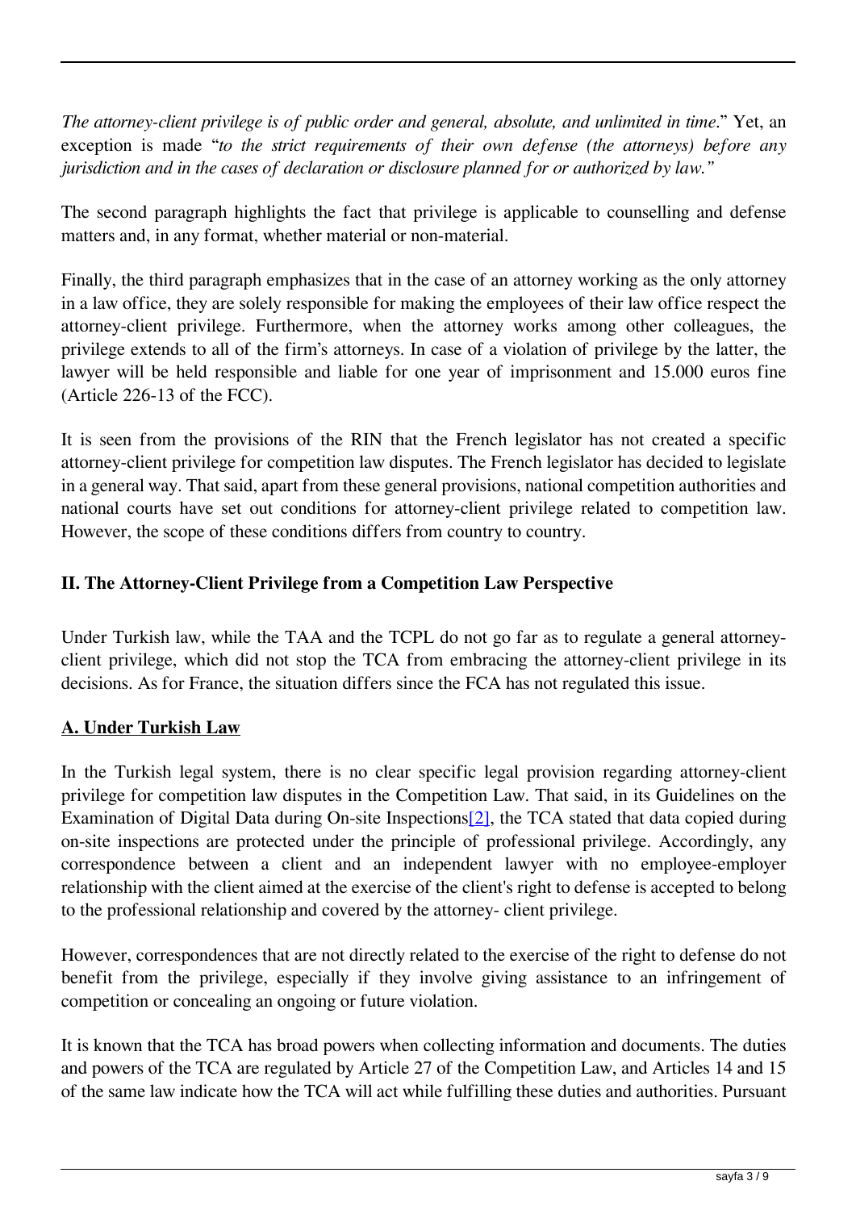*The attorney-client privilege is of public order and general, absolute, and unlimited in time*." Yet, an exception is made "*to the strict requirements of their own defense (the attorneys) before any jurisdiction and in the cases of declaration or disclosure planned for or authorized by law.*"

The second paragraph highlights the fact that privilege is applicable to counselling and defense matters and, in any format, whether material or non-material.

Finally, the third paragraph emphasizes that in the case of an attorney working as the only attorney in a law office, they are solely responsible for making the employees of their law office respect the attorney-client privilege. Furthermore, when the attorney works among other colleagues, the privilege extends to all of the firm's attorneys. In case of a violation of privilege by the latter, the lawyer will be held responsible and liable for one year of imprisonment and 15.000 euros fine (Article 226-13 of the FCC).

It is seen from the provisions of the RIN that the French legislator has not created a specific attorney-client privilege for competition law disputes. The French legislator has decided to legislate in a general way. That said, apart from these general provisions, national competition authorities and national courts have set out conditions for attorney-client privilege related to competition law. However, the scope of these conditions differs from country to country.

## II. The Attorney-Client Privilege from a Competition Law Perspective

Under Turkish law, while the TAA and the TCPL do not go far as to regulate a general attorney-client privilege, which did not stop the TCA from embracing the attorney-client privilege in its decisions. As for France, the situation differs since the FCA has not regulated this issue.

### A. Under Turkish Law

In the Turkish legal system, there is no clear specific legal provision regarding attorney-client privilege for competition law disputes in the Competition Law. That said, in its Guidelines on the Examination of Digital Data during On-site Inspections[2], the TCA stated that data copied during on-site inspections are protected under the principle of professional privilege. Accordingly, any correspondence between a client and an independent lawyer with no employee-employer relationship with the client aimed at the exercise of the client's right to defense is accepted to belong to the professional relationship and covered by the attorney- client privilege.

However, correspondences that are not directly related to the exercise of the right to defense do not benefit from the privilege, especially if they involve giving assistance to an infringement of competition or concealing an ongoing or future violation.

It is known that the TCA has broad powers when collecting information and documents. The duties and powers of the TCA are regulated by Article 27 of the Competition Law, and Articles 14 and 15 of the same law indicate how the TCA will act while fulfilling these duties and authorities. Pursuant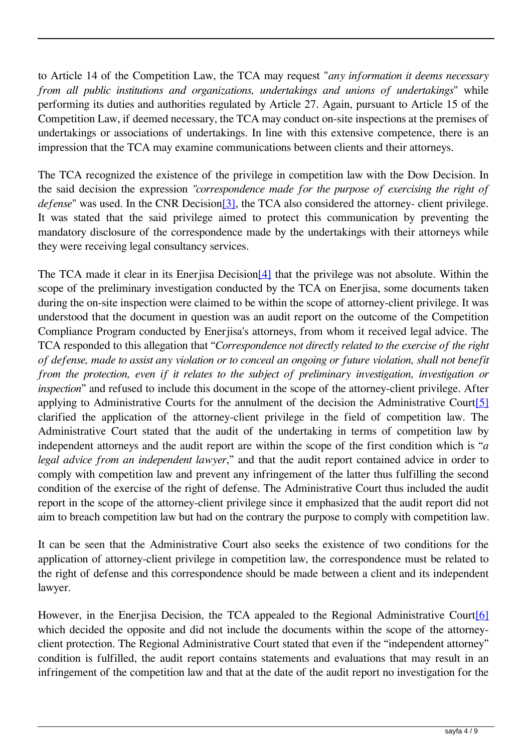to Article 14 of the Competition Law, the TCA may request "*any information it deems necessary from all public institutions and organizations, undertakings and unions of undertakings*" while performing its duties and authorities regulated by Article 27. Again, pursuant to Article 15 of the Competition Law, if deemed necessary, the TCA may conduct on-site inspections at the premises of undertakings or associations of undertakings. In line with this extensive competence, there is an impression that the TCA may examine communications between clients and their attorneys.

The TCA recognized the existence of the privilege in competition law with the Dow Decision. In the said decision the expression *"correspondence made for the purpose of exercising the right of defense*" was used. In the CNR Decision[3], the TCA also considered the attorney- client privilege. It was stated that the said privilege aimed to protect this communication by preventing the mandatory disclosure of the correspondence made by the undertakings with their attorneys while they were receiving legal consultancy services.

The TCA made it clear in its Enerjisa Decision[4] that the privilege was not absolute. Within the scope of the preliminary investigation conducted by the TCA on Enerjisa, some documents taken during the on-site inspection were claimed to be within the scope of attorney-client privilege. It was understood that the document in question was an audit report on the outcome of the Competition Compliance Program conducted by Enerjisa's attorneys, from whom it received legal advice. The TCA responded to this allegation that "*Correspondence not directly related to the exercise of the right of defense, made to assist any violation or to conceal an ongoing or future violation, shall not benefit from the protection, even if it relates to the subject of preliminary investigation, investigation or inspection*" and refused to include this document in the scope of the attorney-client privilege. After applying to Administrative Courts for the annulment of the decision the Administrative Court[5] clarified the application of the attorney-client privilege in the field of competition law. The Administrative Court stated that the audit of the undertaking in terms of competition law by independent attorneys and the audit report are within the scope of the first condition which is "*a legal advice from an independent lawyer*," and that the audit report contained advice in order to comply with competition law and prevent any infringement of the latter thus fulfilling the second condition of the exercise of the right of defense. The Administrative Court thus included the audit report in the scope of the attorney-client privilege since it emphasized that the audit report did not aim to breach competition law but had on the contrary the purpose to comply with competition law.

It can be seen that the Administrative Court also seeks the existence of two conditions for the application of attorney-client privilege in competition law, the correspondence must be related to the right of defense and this correspondence should be made between a client and its independent lawyer.

However, in the Enerjisa Decision, the TCA appealed to the Regional Administrative Court[6] which decided the opposite and did not include the documents within the scope of the attorney-client protection. The Regional Administrative Court stated that even if the "independent attorney" condition is fulfilled, the audit report contains statements and evaluations that may result in an infringement of the competition law and that at the date of the audit report no investigation for the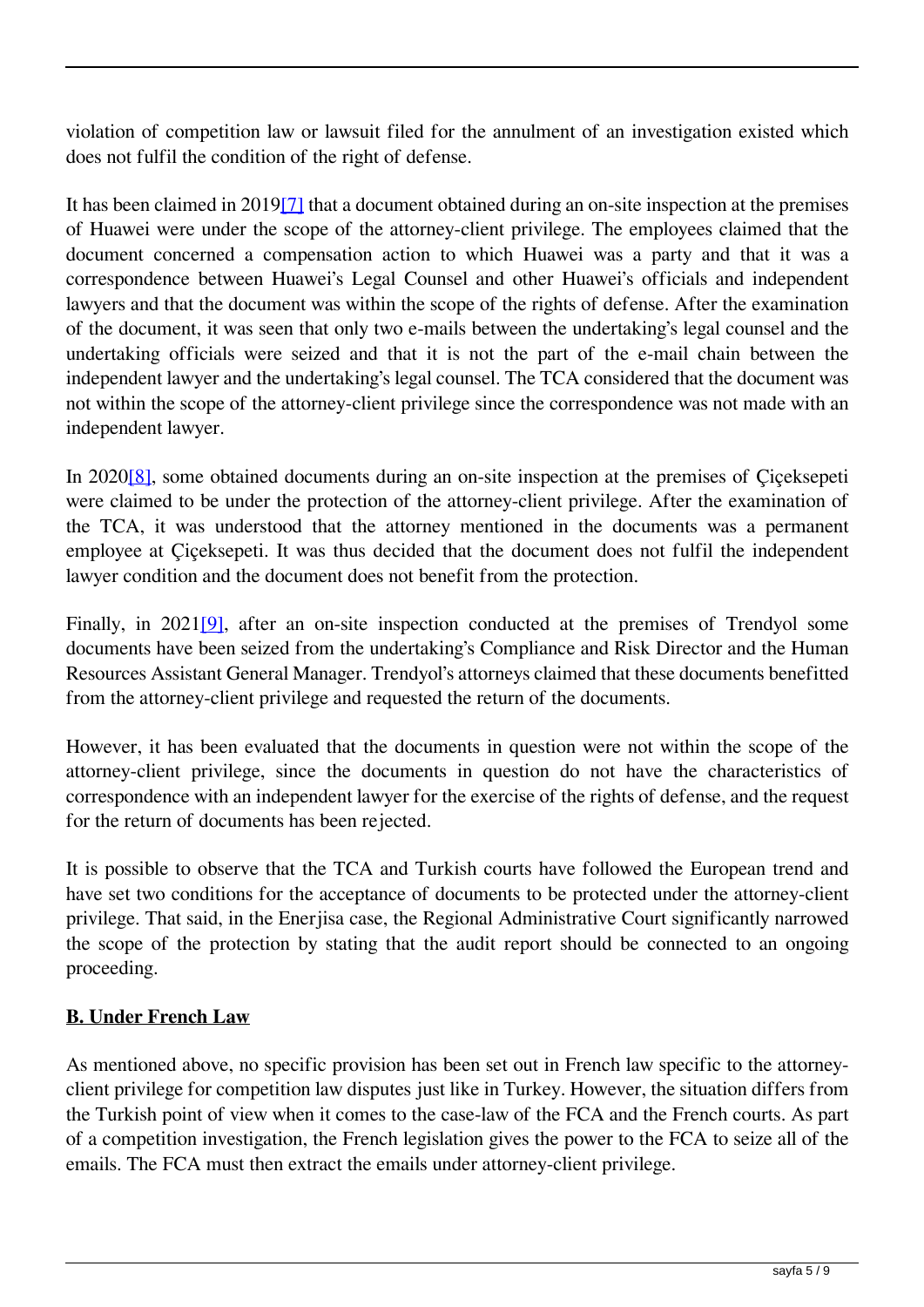violation of competition law or lawsuit filed for the annulment of an investigation existed which does not fulfil the condition of the right of defense.

It has been claimed in 2019[7] that a document obtained during an on-site inspection at the premises of Huawei were under the scope of the attorney-client privilege. The employees claimed that the document concerned a compensation action to which Huawei was a party and that it was a correspondence between Huawei's Legal Counsel and other Huawei's officials and independent lawyers and that the document was within the scope of the rights of defense. After the examination of the document, it was seen that only two e-mails between the undertaking's legal counsel and the undertaking officials were seized and that it is not the part of the e-mail chain between the independent lawyer and the undertaking's legal counsel. The TCA considered that the document was not within the scope of the attorney-client privilege since the correspondence was not made with an independent lawyer.

In 2020[8], some obtained documents during an on-site inspection at the premises of Çiçeksepeti were claimed to be under the protection of the attorney-client privilege. After the examination of the TCA, it was understood that the attorney mentioned in the documents was a permanent employee at Çiçeksepeti. It was thus decided that the document does not fulfil the independent lawyer condition and the document does not benefit from the protection.

Finally, in 2021[9], after an on-site inspection conducted at the premises of Trendyol some documents have been seized from the undertaking's Compliance and Risk Director and the Human Resources Assistant General Manager. Trendyol's attorneys claimed that these documents benefitted from the attorney-client privilege and requested the return of the documents.

However, it has been evaluated that the documents in question were not within the scope of the attorney-client privilege, since the documents in question do not have the characteristics of correspondence with an independent lawyer for the exercise of the rights of defense, and the request for the return of documents has been rejected.

It is possible to observe that the TCA and Turkish courts have followed the European trend and have set two conditions for the acceptance of documents to be protected under the attorney-client privilege. That said, in the Enerjisa case, the Regional Administrative Court significantly narrowed the scope of the protection by stating that the audit report should be connected to an ongoing proceeding.

## B. Under French Law

As mentioned above, no specific provision has been set out in French law specific to the attorney-client privilege for competition law disputes just like in Turkey. However, the situation differs from the Turkish point of view when it comes to the case-law of the FCA and the French courts. As part of a competition investigation, the French legislation gives the power to the FCA to seize all of the emails. The FCA must then extract the emails under attorney-client privilege.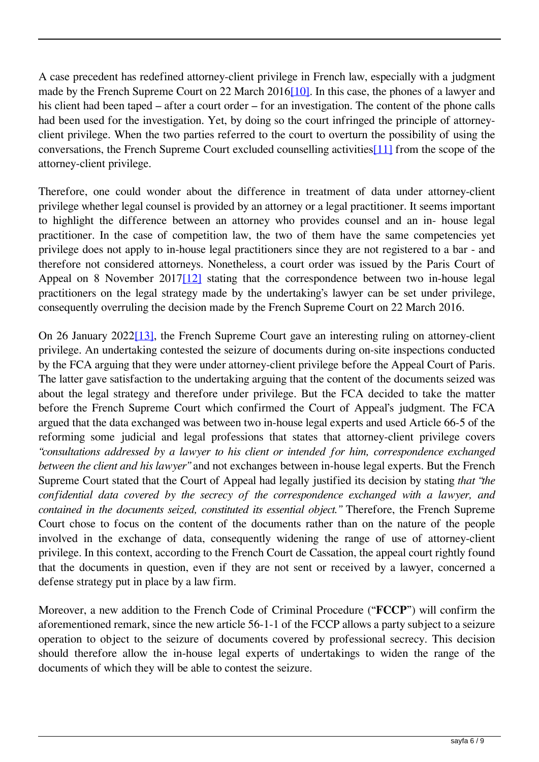A case precedent has redefined attorney-client privilege in French law, especially with a judgment made by the French Supreme Court on 22 March 2016[10]. In this case, the phones of a lawyer and his client had been taped – after a court order – for an investigation. The content of the phone calls had been used for the investigation. Yet, by doing so the court infringed the principle of attorney-client privilege. When the two parties referred to the court to overturn the possibility of using the conversations, the French Supreme Court excluded counselling activities[11] from the scope of the attorney-client privilege.

Therefore, one could wonder about the difference in treatment of data under attorney-client privilege whether legal counsel is provided by an attorney or a legal practitioner. It seems important to highlight the difference between an attorney who provides counsel and an in- house legal practitioner. In the case of competition law, the two of them have the same competencies yet privilege does not apply to in-house legal practitioners since they are not registered to a bar - and therefore not considered attorneys. Nonetheless, a court order was issued by the Paris Court of Appeal on 8 November 2017[12] stating that the correspondence between two in-house legal practitioners on the legal strategy made by the undertaking's lawyer can be set under privilege, consequently overruling the decision made by the French Supreme Court on 22 March 2016.

On 26 January 2022[13], the French Supreme Court gave an interesting ruling on attorney-client privilege. An undertaking contested the seizure of documents during on-site inspections conducted by the FCA arguing that they were under attorney-client privilege before the Appeal Court of Paris. The latter gave satisfaction to the undertaking arguing that the content of the documents seized was about the legal strategy and therefore under privilege. But the FCA decided to take the matter before the French Supreme Court which confirmed the Court of Appeal's judgment. The FCA argued that the data exchanged was between two in-house legal experts and used Article 66-5 of the reforming some judicial and legal professions that states that attorney-client privilege covers *"consultations addressed by a lawyer to his client or intended for him, correspondence exchanged between the client and his lawyer"* and not exchanges between in-house legal experts. But the French Supreme Court stated that the Court of Appeal had legally justified its decision by stating *that "the confidential data covered by the secrecy of the correspondence exchanged with a lawyer, and contained in the documents seized, constituted its essential object."* Therefore, the French Supreme Court chose to focus on the content of the documents rather than on the nature of the people involved in the exchange of data, consequently widening the range of use of attorney-client privilege. In this context, according to the French Court de Cassation, the appeal court rightly found that the documents in question, even if they are not sent or received by a lawyer, concerned a defense strategy put in place by a law firm.

Moreover, a new addition to the French Code of Criminal Procedure ("**FCCP**") will confirm the aforementioned remark, since the new article 56-1-1 of the FCCP allows a party subject to a seizure operation to object to the seizure of documents covered by professional secrecy. This decision should therefore allow the in-house legal experts of undertakings to widen the range of the documents of which they will be able to contest the seizure.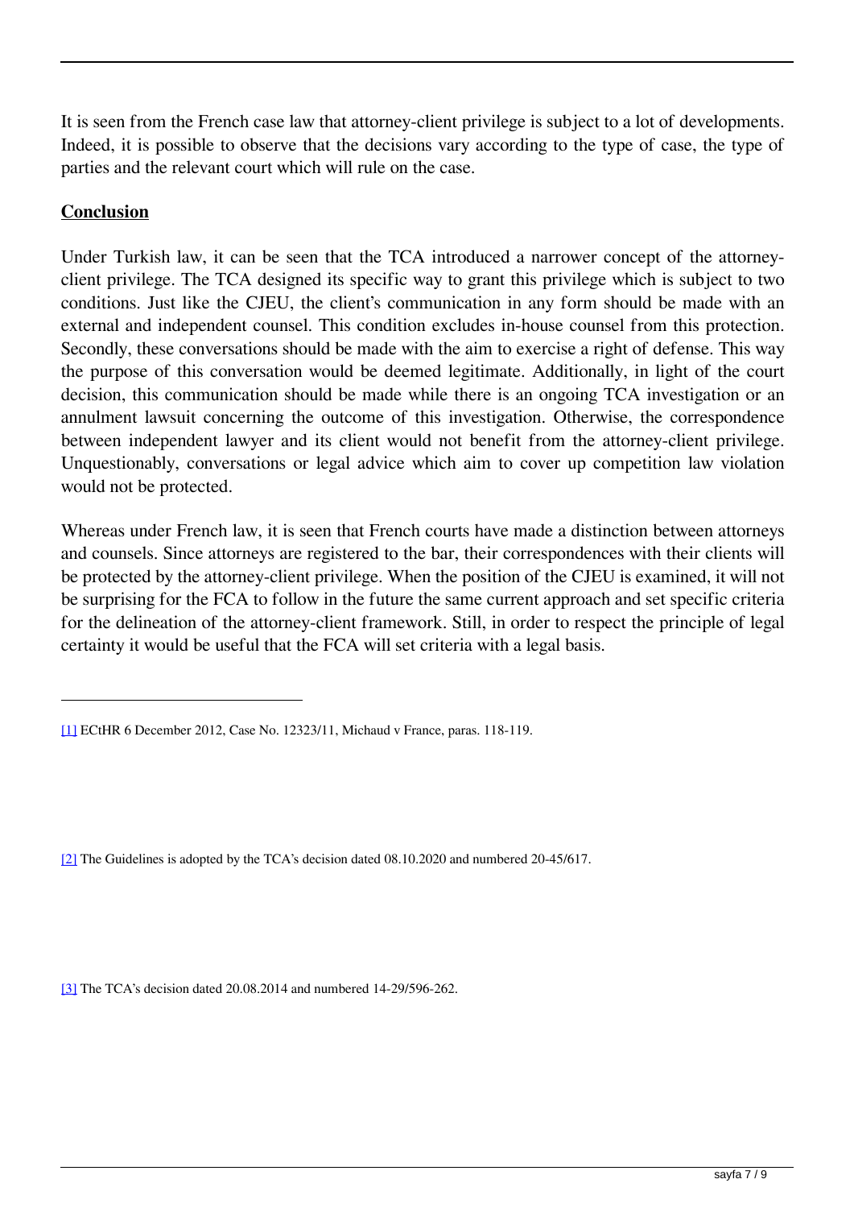It is seen from the French case law that attorney-client privilege is subject to a lot of developments. Indeed, it is possible to observe that the decisions vary according to the type of case, the type of parties and the relevant court which will rule on the case.

## Conclusion

Under Turkish law, it can be seen that the TCA introduced a narrower concept of the attorney-client privilege. The TCA designed its specific way to grant this privilege which is subject to two conditions. Just like the CJEU, the client's communication in any form should be made with an external and independent counsel. This condition excludes in-house counsel from this protection. Secondly, these conversations should be made with the aim to exercise a right of defense. This way the purpose of this conversation would be deemed legitimate. Additionally, in light of the court decision, this communication should be made while there is an ongoing TCA investigation or an annulment lawsuit concerning the outcome of this investigation. Otherwise, the correspondence between independent lawyer and its client would not benefit from the attorney-client privilege. Unquestionably, conversations or legal advice which aim to cover up competition law violation would not be protected.

Whereas under French law, it is seen that French courts have made a distinction between attorneys and counsels. Since attorneys are registered to the bar, their correspondences with their clients will be protected by the attorney-client privilege. When the position of the CJEU is examined, it will not be surprising for the FCA to follow in the future the same current approach and set specific criteria for the delineation of the attorney-client framework. Still, in order to respect the principle of legal certainty it would be useful that the FCA will set criteria with a legal basis.

---

[1] ECtHR 6 December 2012, Case No. 12323/11, Michaud v France, paras. 118-119.

[2] The Guidelines is adopted by the TCA's decision dated 08.10.2020 and numbered 20-45/617.

[3] The TCA's decision dated 20.08.2014 and numbered 14-29/596-262.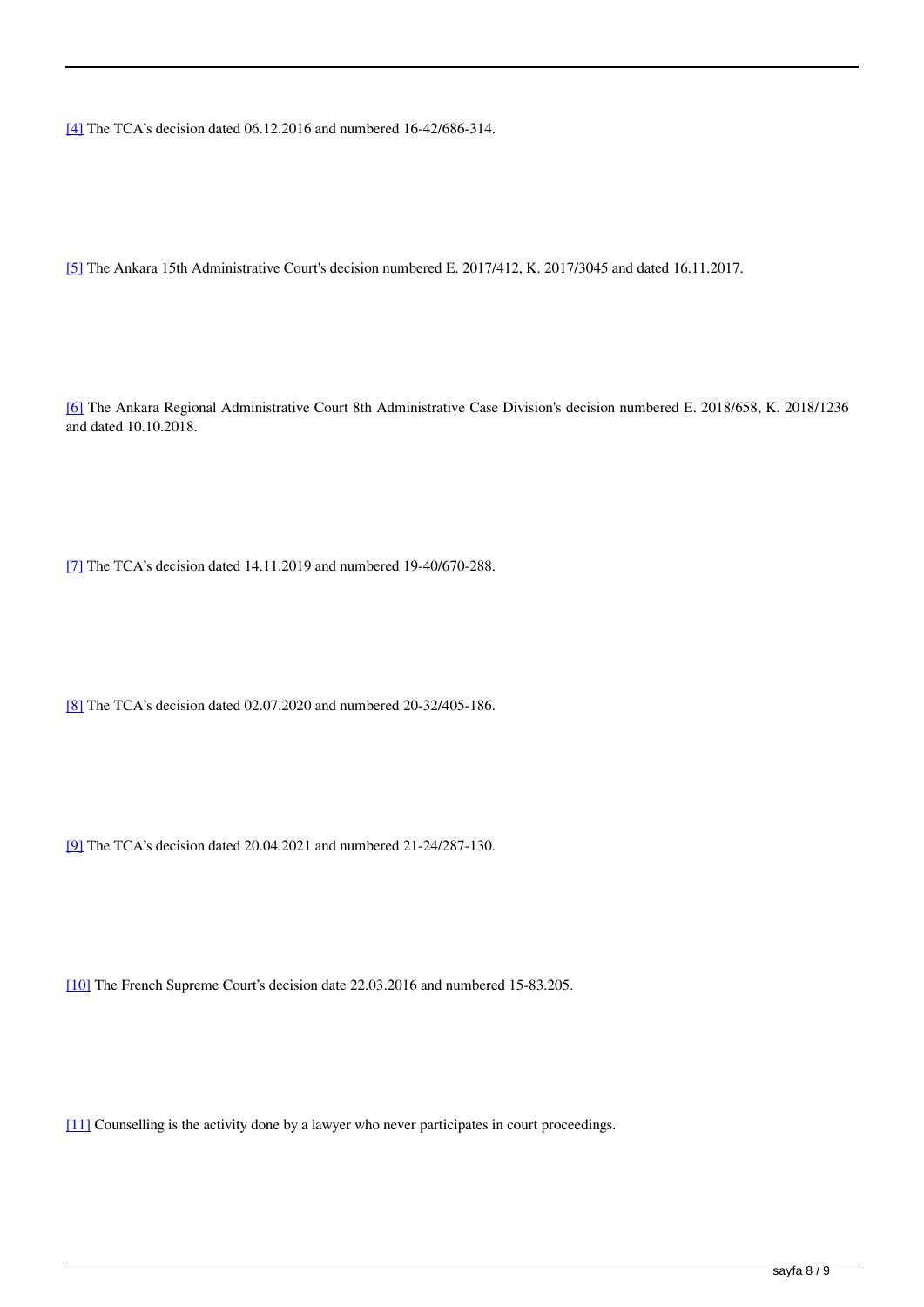[4] The TCA's decision dated 06.12.2016 and numbered 16-42/686-314.

[5] The Ankara 15th Administrative Court's decision numbered E. 2017/412, K. 2017/3045 and dated 16.11.2017.

[6] The Ankara Regional Administrative Court 8th Administrative Case Division's decision numbered E. 2018/658, K. 2018/1236 and dated 10.10.2018.

[7] The TCA's decision dated 14.11.2019 and numbered 19-40/670-288.

[8] The TCA's decision dated 02.07.2020 and numbered 20-32/405-186.

[9] The TCA's decision dated 20.04.2021 and numbered 21-24/287-130.

[10] The French Supreme Court's decision date 22.03.2016 and numbered 15-83.205.

[11] Counselling is the activity done by a lawyer who never participates in court proceedings.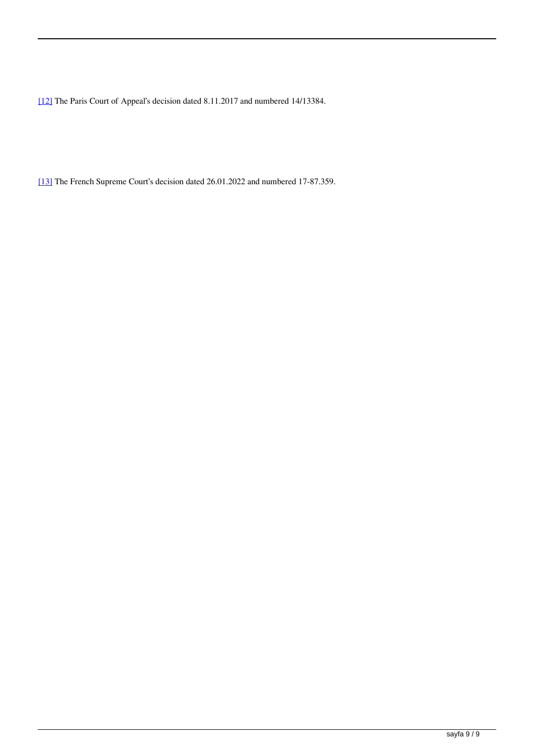[12] The Paris Court of Appeal's decision dated 8.11.2017 and numbered 14/13384.

[13] The French Supreme Court's decision dated 26.01.2022 and numbered 17-87.359.